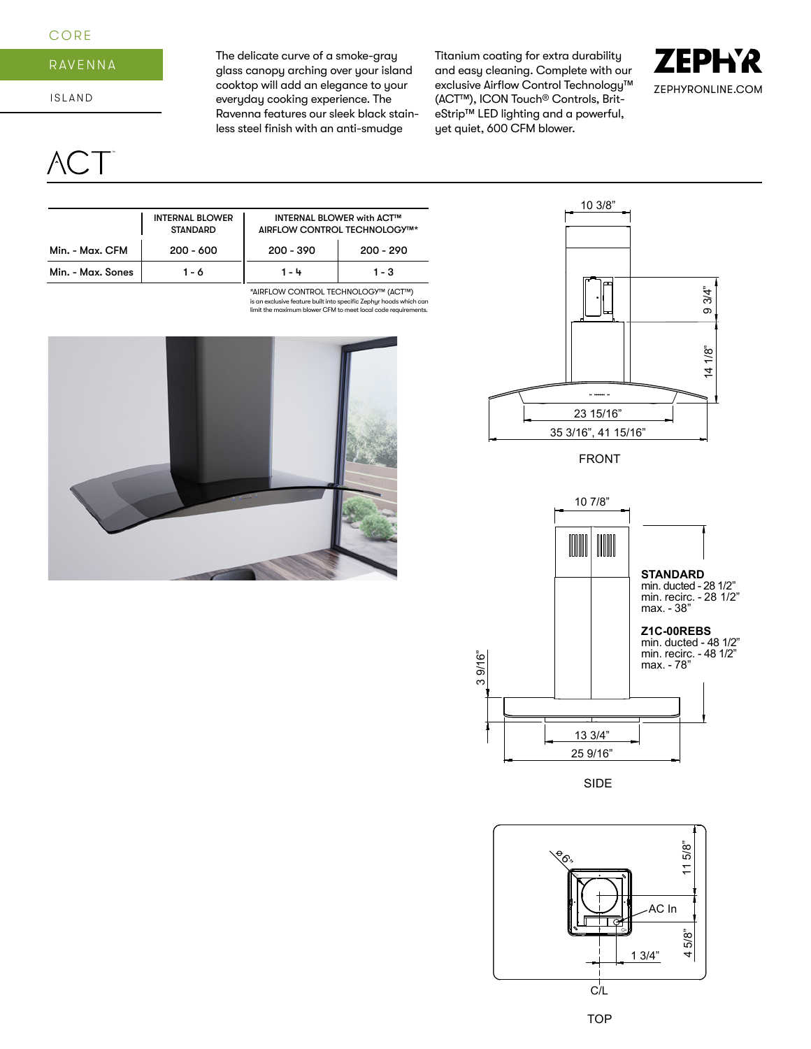CORE

RAVENNA

ISLAND

The delicate curve of a smoke-gray glass canopy arching over your island cooktop will add an elegance to your everyday cooking experience. The Ravenna features our sleek black stainless steel finish with an anti-smudge Titanium coating for extra durability and easy cleaning. Complete with our exclusive Airflow Control Technology™ (ACT™), ICON Touch® Controls, Brit-eStrip™ LED lighting and a powerful, yet quiet, 600 CFM blower.

ZEPHYR

ZEPHYRONLINE.COM

# ACT™

| | INTERNAL BLOWER STANDARD | INTERNAL BLOWER with ACT™ AIRFLOW CONTROL TECHNOLOGY™* | |
|---|---|---|---|
| Min. - Max. CFM | 200 - 600 | 200 - 390 | 200 - 290 |
| Min. - Max. Sones | 1 - 6 | 1 - 4 | 1 - 3 |

*AIRFLOW CONTROL TECHNOLOGY™ (ACT™) is an exclusive feature built into specific Zephyr hoods which can limit the maximum blower CFM to meet local code requirements.

10 3/8"

9 3/4"

14 1/8"

23 15/16"

35 3/16", 41 15/16"

FRONT

10 7/8"

**STANDARD**
min. ducted - 28 1/2"
min. recirc. - 28 1/2"
max. - 38"

**Z1C-00REBS**
min. ducted - 48 1/2"
min. recirc. - 48 1/2"
max. - 78"

3 9/16"

13 3/4"

25 9/16"

SIDE

⌀6"

11 5/8"

AC In

4 5/8"

1 3/4"

C/L

TOP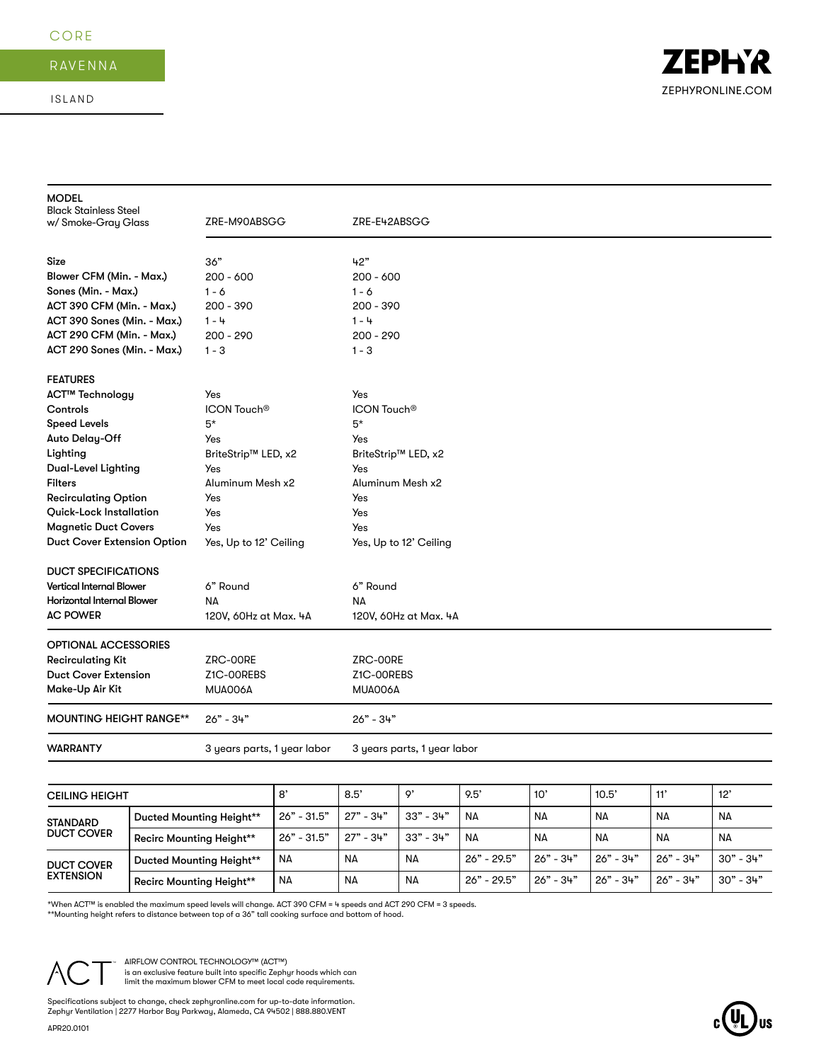CORE

RAVENNA

ISLAND

ZEPHYR

ZEPHYRONLINE.COM

| MODEL<br>Black Stainless Steel<br>w/ Smoke-Gray Glass | ZRE-M90ABSGG | ZRE-E42ABSGG |
|---|---|---|
| Size | 36" | 42" |
| Blower CFM (Min. - Max.) | 200 - 600 | 200 - 600 |
| Sones (Min. - Max.) | 1 - 6 | 1 - 6 |
| ACT 390 CFM (Min. - Max.) | 200 - 390 | 200 - 390 |
| ACT 390 Sones (Min. - Max.) | 1 - 4 | 1 - 4 |
| ACT 290 CFM (Min. - Max.) | 200 - 290 | 200 - 290 |
| ACT 290 Sones (Min. - Max.) | 1 - 3 | 1 - 3 |
| **FEATURES** | | |
| ACT™ Technology | Yes | Yes |
| Controls | ICON Touch® | ICON Touch® |
| Speed Levels | 5* | 5* |
| Auto Delay-Off | Yes | Yes |
| Lighting | BriteStrip™ LED, x2 | BriteStrip™ LED, x2 |
| Dual-Level Lighting | Yes | Yes |
| Filters | Aluminum Mesh x2 | Aluminum Mesh x2 |
| Recirculating Option | Yes | Yes |
| Quick-Lock Installation | Yes | Yes |
| Magnetic Duct Covers | Yes | Yes |
| Duct Cover Extension Option | Yes, Up to 12' Ceiling | Yes, Up to 12' Ceiling |
| **DUCT SPECIFICATIONS** | | |
| Vertical Internal Blower | 6" Round | 6" Round |
| Horizontal Internal Blower | NA | NA |
| AC POWER | 120V, 60Hz at Max. 4A | 120V, 60Hz at Max. 4A |
| **OPTIONAL ACCESSORIES** | | |
| Recirculating Kit | ZRC-00RE | ZRC-00RE |
| Duct Cover Extension | Z1C-00REBS | Z1C-00REBS |
| Make-Up Air Kit | MUA006A | MUA006A |
| **MOUNTING HEIGHT RANGE**** | 26" - 34" | 26" - 34" |
| **WARRANTY** | 3 years parts, 1 year labor | 3 years parts, 1 year labor |

| CEILING HEIGHT | | 8' | 8.5' | 9' | 9.5' | 10' | 10.5' | 11' | 12' |
|---|---|---|---|---|---|---|---|---|---|
| STANDARD DUCT COVER | Ducted Mounting Height** | 26" - 31.5" | 27" - 34" | 33" - 34" | NA | NA | NA | NA | NA |
| | Recirc Mounting Height** | 26" - 31.5" | 27" - 34" | 33" - 34" | NA | NA | NA | NA | NA |
| DUCT COVER EXTENSION | Ducted Mounting Height** | NA | NA | NA | 26" - 29.5" | 26" - 34" | 26" - 34" | 26" - 34" | 30" - 34" |
| | Recirc Mounting Height** | NA | NA | NA | 26" - 29.5" | 26" - 34" | 26" - 34" | 26" - 34" | 30" - 34" |

*When ACT™ is enabled the maximum speed levels will change. ACT 390 CFM = 4 speeds and ACT 290 CFM = 3 speeds.
**Mounting height refers to distance between top of a 36" tall cooking surface and bottom of hood.

ACT™

AIRFLOW CONTROL TECHNOLOGY™ (ACT™)
is an exclusive feature built into specific Zephyr hoods which can limit the maximum blower CFM to meet local code requirements.

Specifications subject to change, check zephyronline.com for up-to-date information.
Zephyr Ventilation | 2277 Harbor Bay Parkway, Alameda, CA 94502 | 888.880.VENT

APR20.0101